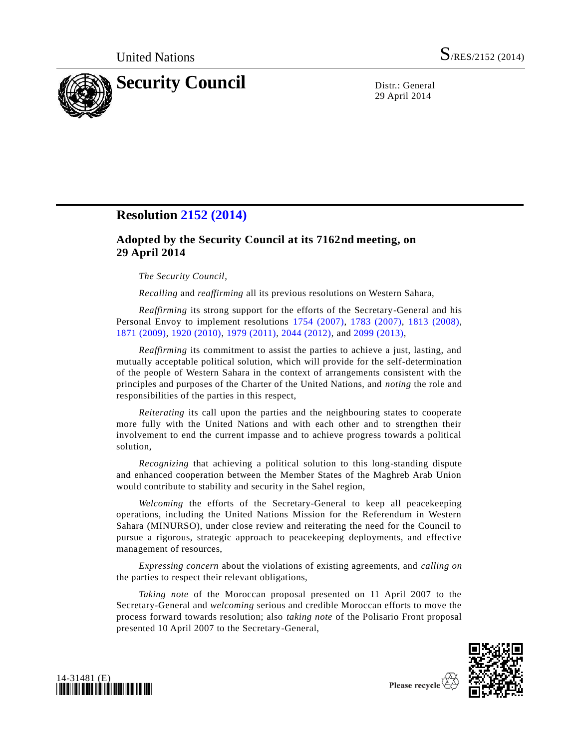United Nations S/RES/2152 (2014)

# Security Council

Distr.: General
29 April 2014

## Resolution 2152 (2014)

### Adopted by the Security Council at its 7162nd meeting, on 29 April 2014

*The Security Council*,

*Recalling* and *reaffirming* all its previous resolutions on Western Sahara,

*Reaffirming* its strong support for the efforts of the Secretary-General and his Personal Envoy to implement resolutions 1754 (2007), 1783 (2007), 1813 (2008), 1871 (2009), 1920 (2010), 1979 (2011), 2044 (2012), and 2099 (2013),

*Reaffirming* its commitment to assist the parties to achieve a just, lasting, and mutually acceptable political solution, which will provide for the self-determination of the people of Western Sahara in the context of arrangements consistent with the principles and purposes of the Charter of the United Nations, and *noting* the role and responsibilities of the parties in this respect,

*Reiterating* its call upon the parties and the neighbouring states to cooperate more fully with the United Nations and with each other and to strengthen their involvement to end the current impasse and to achieve progress towards a political solution,

*Recognizing* that achieving a political solution to this long-standing dispute and enhanced cooperation between the Member States of the Maghreb Arab Union would contribute to stability and security in the Sahel region,

*Welcoming* the efforts of the Secretary-General to keep all peacekeeping operations, including the United Nations Mission for the Referendum in Western Sahara (MINURSO), under close review and reiterating the need for the Council to pursue a rigorous, strategic approach to peacekeeping deployments, and effective management of resources,

*Expressing concern* about the violations of existing agreements, and *calling on* the parties to respect their relevant obligations,

*Taking note* of the Moroccan proposal presented on 11 April 2007 to the Secretary-General and *welcoming* serious and credible Moroccan efforts to move the process forward towards resolution; also *taking note* of the Polisario Front proposal presented 10 April 2007 to the Secretary-General,

14-31481 (E)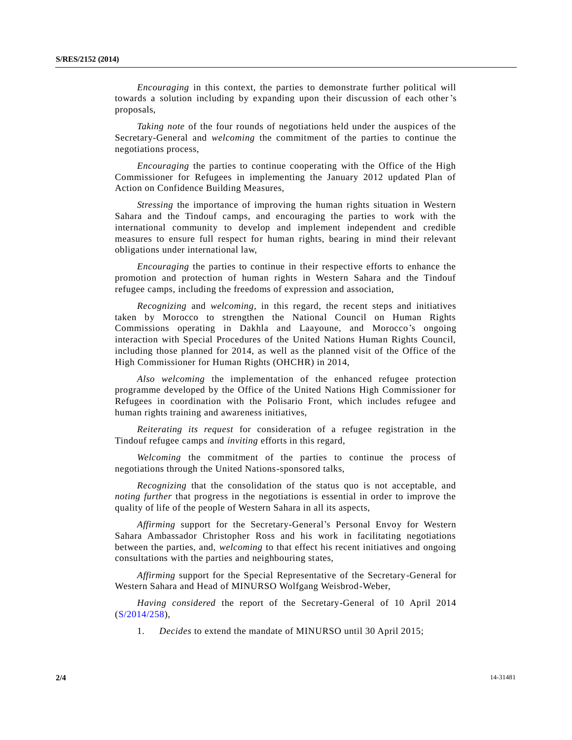*Encouraging* in this context, the parties to demonstrate further political will towards a solution including by expanding upon their discussion of each other's proposals,

*Taking note* of the four rounds of negotiations held under the auspices of the Secretary-General and *welcoming* the commitment of the parties to continue the negotiations process,

*Encouraging* the parties to continue cooperating with the Office of the High Commissioner for Refugees in implementing the January 2012 updated Plan of Action on Confidence Building Measures,

*Stressing* the importance of improving the human rights situation in Western Sahara and the Tindouf camps, and encouraging the parties to work with the international community to develop and implement independent and credible measures to ensure full respect for human rights, bearing in mind their relevant obligations under international law,

*Encouraging* the parties to continue in their respective efforts to enhance the promotion and protection of human rights in Western Sahara and the Tindouf refugee camps, including the freedoms of expression and association,

*Recognizing* and *welcoming*, in this regard, the recent steps and initiatives taken by Morocco to strengthen the National Council on Human Rights Commissions operating in Dakhla and Laayoune, and Morocco's ongoing interaction with Special Procedures of the United Nations Human Rights Council, including those planned for 2014, as well as the planned visit of the Office of the High Commissioner for Human Rights (OHCHR) in 2014,

*Also welcoming* the implementation of the enhanced refugee protection programme developed by the Office of the United Nations High Commissioner for Refugees in coordination with the Polisario Front, which includes refugee and human rights training and awareness initiatives,

*Reiterating its request* for consideration of a refugee registration in the Tindouf refugee camps and *inviting* efforts in this regard,

*Welcoming* the commitment of the parties to continue the process of negotiations through the United Nations-sponsored talks,

*Recognizing* that the consolidation of the status quo is not acceptable, and *noting further* that progress in the negotiations is essential in order to improve the quality of life of the people of Western Sahara in all its aspects,

*Affirming* support for the Secretary-General's Personal Envoy for Western Sahara Ambassador Christopher Ross and his work in facilitating negotiations between the parties, and, *welcoming* to that effect his recent initiatives and ongoing consultations with the parties and neighbouring states,

*Affirming* support for the Special Representative of the Secretary-General for Western Sahara and Head of MINURSO Wolfgang Weisbrod-Weber,

*Having considered* the report of the Secretary-General of 10 April 2014 (S/2014/258),

1. *Decides* to extend the mandate of MINURSO until 30 April 2015;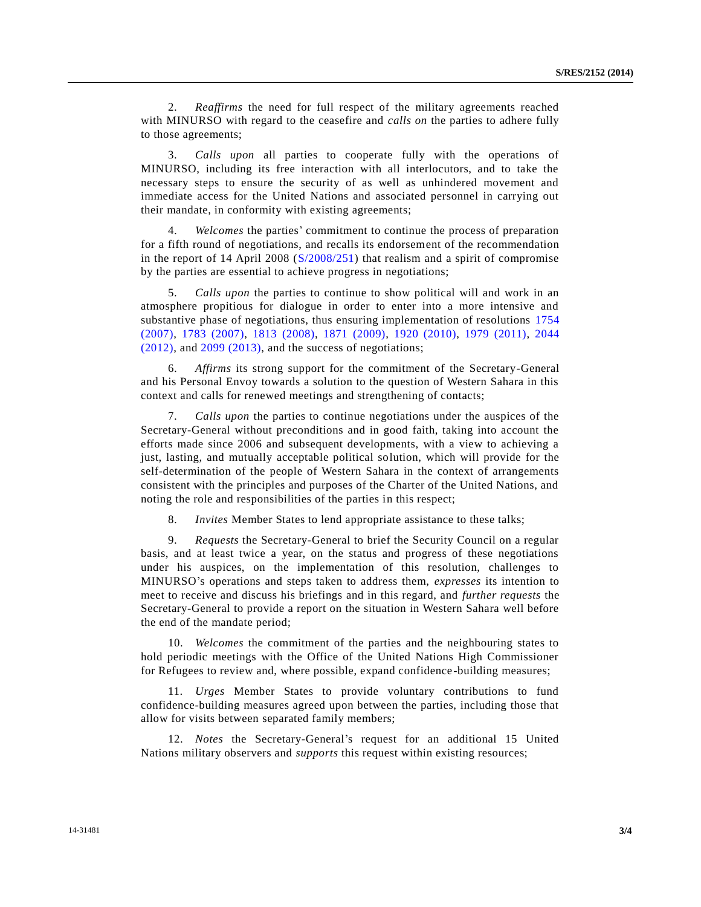2. *Reaffirms* the need for full respect of the military agreements reached with MINURSO with regard to the ceasefire and *calls on* the parties to adhere fully to those agreements;

3. *Calls upon* all parties to cooperate fully with the operations of MINURSO, including its free interaction with all interlocutors, and to take the necessary steps to ensure the security of as well as unhindered movement and immediate access for the United Nations and associated personnel in carrying out their mandate, in conformity with existing agreements;

4. *Welcomes* the parties' commitment to continue the process of preparation for a fifth round of negotiations, and recalls its endorsement of the recommendation in the report of 14 April 2008 (S/2008/251) that realism and a spirit of compromise by the parties are essential to achieve progress in negotiations;

5. *Calls upon* the parties to continue to show political will and work in an atmosphere propitious for dialogue in order to enter into a more intensive and substantive phase of negotiations, thus ensuring implementation of resolutions 1754 (2007), 1783 (2007), 1813 (2008), 1871 (2009), 1920 (2010), 1979 (2011), 2044 (2012), and 2099 (2013), and the success of negotiations;

6. *Affirms* its strong support for the commitment of the Secretary-General and his Personal Envoy towards a solution to the question of Western Sahara in this context and calls for renewed meetings and strengthening of contacts;

7. *Calls upon* the parties to continue negotiations under the auspices of the Secretary-General without preconditions and in good faith, taking into account the efforts made since 2006 and subsequent developments, with a view to achieving a just, lasting, and mutually acceptable political solution, which will provide for the self-determination of the people of Western Sahara in the context of arrangements consistent with the principles and purposes of the Charter of the United Nations, and noting the role and responsibilities of the parties in this respect;

8. *Invites* Member States to lend appropriate assistance to these talks;

9. *Requests* the Secretary-General to brief the Security Council on a regular basis, and at least twice a year, on the status and progress of these negotiations under his auspices, on the implementation of this resolution, challenges to MINURSO's operations and steps taken to address them, *expresses* its intention to meet to receive and discuss his briefings and in this regard, and *further requests* the Secretary-General to provide a report on the situation in Western Sahara well before the end of the mandate period;

10. *Welcomes* the commitment of the parties and the neighbouring states to hold periodic meetings with the Office of the United Nations High Commissioner for Refugees to review and, where possible, expand confidence-building measures;

11. *Urges* Member States to provide voluntary contributions to fund confidence-building measures agreed upon between the parties, including those that allow for visits between separated family members;

12. *Notes* the Secretary-General's request for an additional 15 United Nations military observers and *supports* this request within existing resources;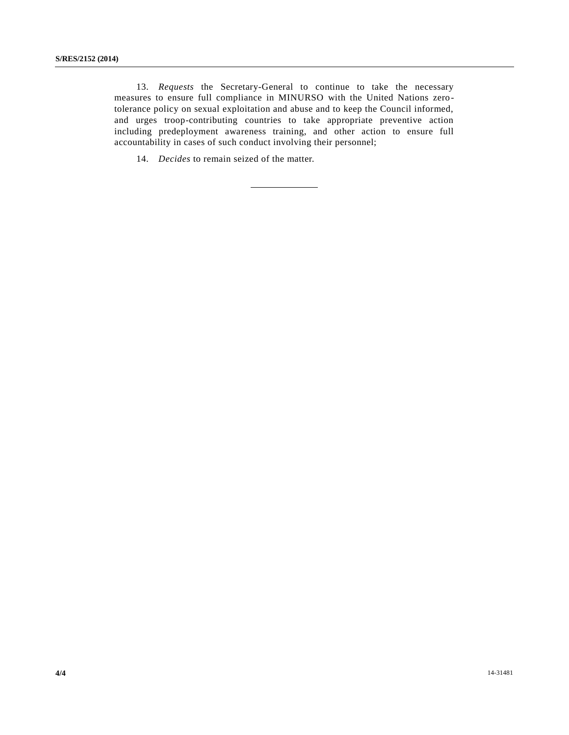13. *Requests* the Secretary-General to continue to take the necessary measures to ensure full compliance in MINURSO with the United Nations zero-tolerance policy on sexual exploitation and abuse and to keep the Council informed, and urges troop-contributing countries to take appropriate preventive action including predeployment awareness training, and other action to ensure full accountability in cases of such conduct involving their personnel;

14. *Decides* to remain seized of the matter.